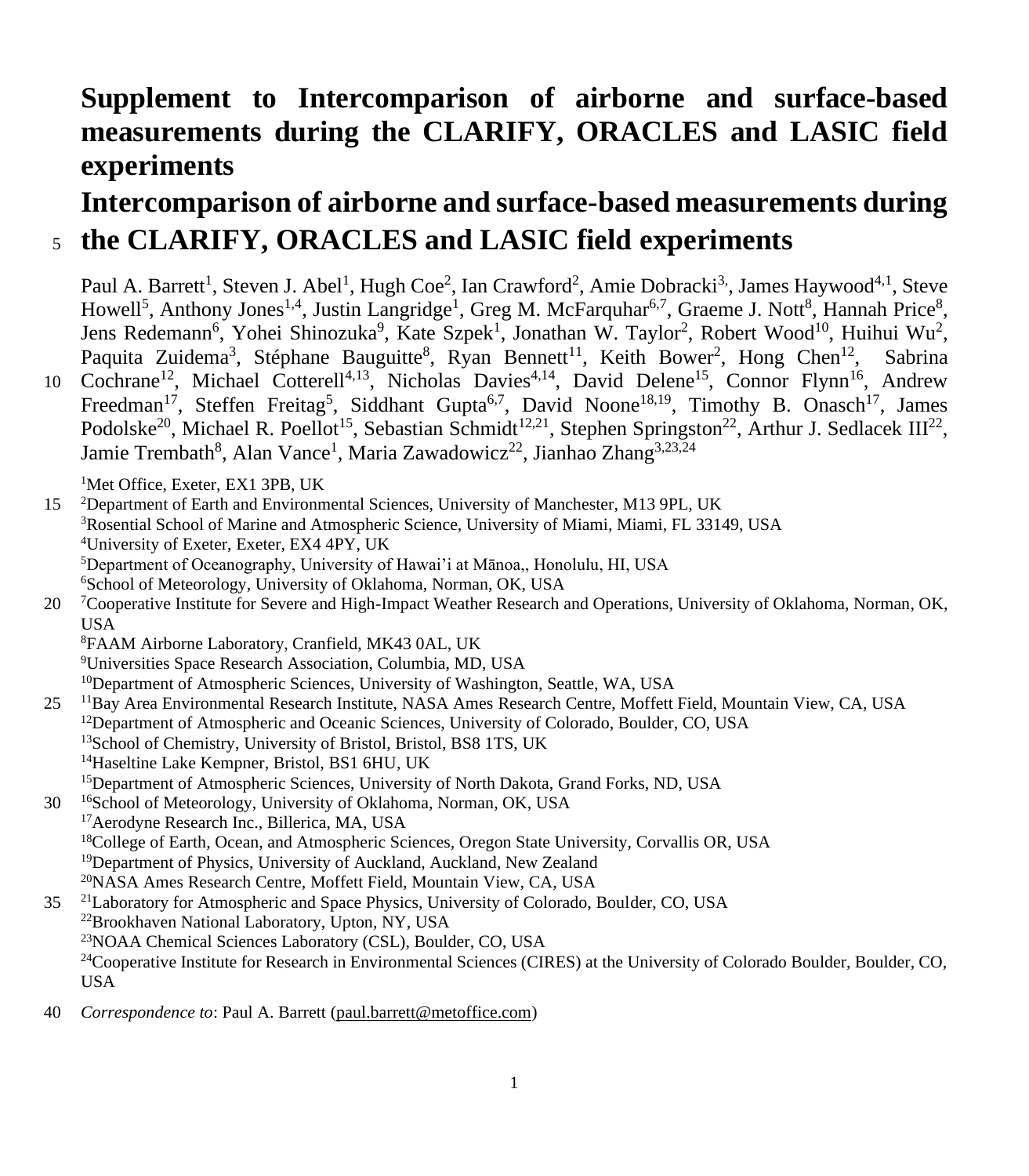# Supplement to Intercomparison of airborne and surface-based measurements during the CLARIFY, ORACLES and LASIC field experiments

# Intercomparison of airborne and surface-based measurements during the CLARIFY, ORACLES and LASIC field experiments

Paul A. Barrett[1], Steven J. Abel[1], Hugh Coe[2], Ian Crawford[2], Amie Dobracki[3,], James Haywood[4,1], Steve Howell[5], Anthony Jones[1,4], Justin Langridge[1], Greg M. McFarquhar[6,7], Graeme J. Nott[8], Hannah Price[8], Jens Redemann[6], Yohei Shinozuka[9], Kate Szpek[1], Jonathan W. Taylor[2], Robert Wood[10], Huihui Wu[2], Paquita Zuidema[3], Stéphane Bauguitte[8], Ryan Bennett[11], Keith Bower[2], Hong Chen[12], Sabrina Cochrane[12], Michael Cotterell[4,13], Nicholas Davies[4,14], David Delene[15], Connor Flynn[16], Andrew Freedman[17], Steffen Freitag[5], Siddhant Gupta[6,7], David Noone[18,19], Timothy B. Onasch[17], James Podolske[20], Michael R. Poellot[15], Sebastian Schmidt[12,21], Stephen Springston[22], Arthur J. Sedlacek III[22], Jamie Trembath[8], Alan Vance[1], Maria Zawadowicz[22], Jianhao Zhang[3,23,24]

[1]Met Office, Exeter, EX1 3PB, UK
[2]Department of Earth and Environmental Sciences, University of Manchester, M13 9PL, UK
[3]Rosential School of Marine and Atmospheric Science, University of Miami, Miami, FL 33149, USA
[4]University of Exeter, Exeter, EX4 4PY, UK
[5]Department of Oceanography, University of Hawai'i at Mānoa,, Honolulu, HI, USA
[6]School of Meteorology, University of Oklahoma, Norman, OK, USA
[7]Cooperative Institute for Severe and High-Impact Weather Research and Operations, University of Oklahoma, Norman, OK, USA
[8]FAAM Airborne Laboratory, Cranfield, MK43 0AL, UK
[9]Universities Space Research Association, Columbia, MD, USA
[10]Department of Atmospheric Sciences, University of Washington, Seattle, WA, USA
[11]Bay Area Environmental Research Institute, NASA Ames Research Centre, Moffett Field, Mountain View, CA, USA
[12]Department of Atmospheric and Oceanic Sciences, University of Colorado, Boulder, CO, USA
[13]School of Chemistry, University of Bristol, Bristol, BS8 1TS, UK
[14]Haseltine Lake Kempner, Bristol, BS1 6HU, UK
[15]Department of Atmospheric Sciences, University of North Dakota, Grand Forks, ND, USA
[16]School of Meteorology, University of Oklahoma, Norman, OK, USA
[17]Aerodyne Research Inc., Billerica, MA, USA
[18]College of Earth, Ocean, and Atmospheric Sciences, Oregon State University, Corvallis OR, USA
[19]Department of Physics, University of Auckland, Auckland, New Zealand
[20]NASA Ames Research Centre, Moffett Field, Mountain View, CA, USA
[21]Laboratory for Atmospheric and Space Physics, University of Colorado, Boulder, CO, USA
[22]Brookhaven National Laboratory, Upton, NY, USA
[23]NOAA Chemical Sciences Laboratory (CSL), Boulder, CO, USA
[24]Cooperative Institute for Research in Environmental Sciences (CIRES) at the University of Colorado Boulder, Boulder, CO, USA

*Correspondence to*: Paul A. Barrett (paul.barrett@metoffice.com)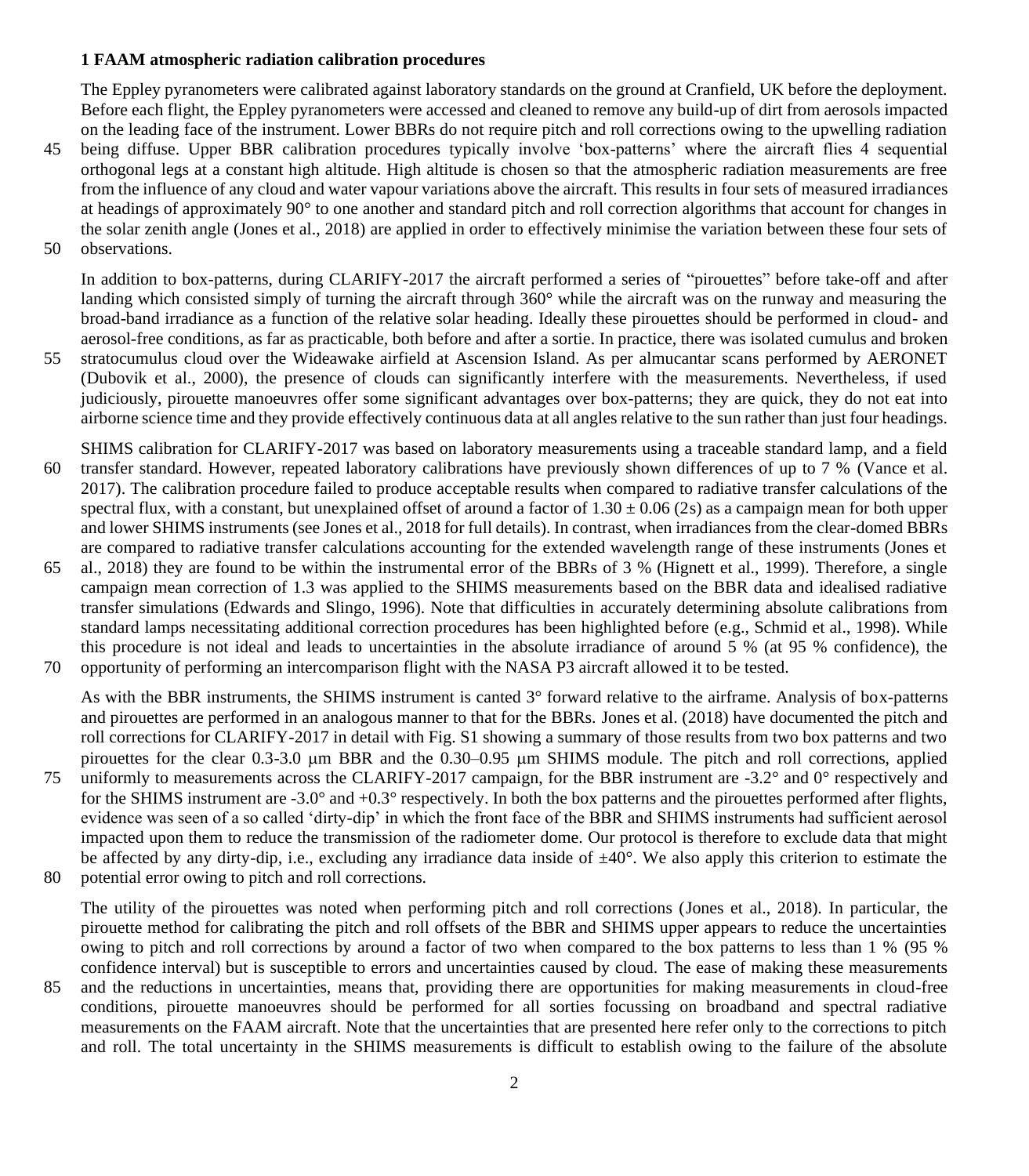### 1 FAAM atmospheric radiation calibration procedures

The Eppley pyranometers were calibrated against laboratory standards on the ground at Cranfield, UK before the deployment. Before each flight, the Eppley pyranometers were accessed and cleaned to remove any build-up of dirt from aerosols impacted on the leading face of the instrument. Lower BBRs do not require pitch and roll corrections owing to the upwelling radiation being diffuse. Upper BBR calibration procedures typically involve 'box-patterns' where the aircraft flies 4 sequential orthogonal legs at a constant high altitude. High altitude is chosen so that the atmospheric radiation measurements are free from the influence of any cloud and water vapour variations above the aircraft. This results in four sets of measured irradiances at headings of approximately 90° to one another and standard pitch and roll correction algorithms that account for changes in the solar zenith angle (Jones et al., 2018) are applied in order to effectively minimise the variation between these four sets of observations.

In addition to box-patterns, during CLARIFY-2017 the aircraft performed a series of "pirouettes" before take-off and after landing which consisted simply of turning the aircraft through 360° while the aircraft was on the runway and measuring the broad-band irradiance as a function of the relative solar heading. Ideally these pirouettes should be performed in cloud- and aerosol-free conditions, as far as practicable, both before and after a sortie. In practice, there was isolated cumulus and broken stratocumulus cloud over the Wideawake airfield at Ascension Island. As per almucantar scans performed by AERONET (Dubovik et al., 2000), the presence of clouds can significantly interfere with the measurements. Nevertheless, if used judiciously, pirouette manoeuvres offer some significant advantages over box-patterns; they are quick, they do not eat into airborne science time and they provide effectively continuous data at all angles relative to the sun rather than just four headings.

SHIMS calibration for CLARIFY-2017 was based on laboratory measurements using a traceable standard lamp, and a field transfer standard. However, repeated laboratory calibrations have previously shown differences of up to 7 % (Vance et al. 2017). The calibration procedure failed to produce acceptable results when compared to radiative transfer calculations of the spectral flux, with a constant, but unexplained offset of around a factor of $1.30 \pm 0.06$ (2s) as a campaign mean for both upper and lower SHIMS instruments (see Jones et al., 2018 for full details). In contrast, when irradiances from the clear-domed BBRs are compared to radiative transfer calculations accounting for the extended wavelength range of these instruments (Jones et al., 2018) they are found to be within the instrumental error of the BBRs of 3 % (Hignett et al., 1999). Therefore, a single campaign mean correction of 1.3 was applied to the SHIMS measurements based on the BBR data and idealised radiative transfer simulations (Edwards and Slingo, 1996). Note that difficulties in accurately determining absolute calibrations from standard lamps necessitating additional correction procedures has been highlighted before (e.g., Schmid et al., 1998). While this procedure is not ideal and leads to uncertainties in the absolute irradiance of around 5 % (at 95 % confidence), the opportunity of performing an intercomparison flight with the NASA P3 aircraft allowed it to be tested.

As with the BBR instruments, the SHIMS instrument is canted 3° forward relative to the airframe. Analysis of box-patterns and pirouettes are performed in an analogous manner to that for the BBRs. Jones et al. (2018) have documented the pitch and roll corrections for CLARIFY-2017 in detail with Fig. S1 showing a summary of those results from two box patterns and two pirouettes for the clear 0.3-3.0 μm BBR and the 0.30–0.95 μm SHIMS module. The pitch and roll corrections, applied uniformly to measurements across the CLARIFY-2017 campaign, for the BBR instrument are -3.2° and 0° respectively and for the SHIMS instrument are -3.0° and +0.3° respectively. In both the box patterns and the pirouettes performed after flights, evidence was seen of a so called 'dirty-dip' in which the front face of the BBR and SHIMS instruments had sufficient aerosol impacted upon them to reduce the transmission of the radiometer dome. Our protocol is therefore to exclude data that might be affected by any dirty-dip, i.e., excluding any irradiance data inside of ±40°. We also apply this criterion to estimate the potential error owing to pitch and roll corrections.

The utility of the pirouettes was noted when performing pitch and roll corrections (Jones et al., 2018). In particular, the pirouette method for calibrating the pitch and roll offsets of the BBR and SHIMS upper appears to reduce the uncertainties owing to pitch and roll corrections by around a factor of two when compared to the box patterns to less than 1 % (95 % confidence interval) but is susceptible to errors and uncertainties caused by cloud. The ease of making these measurements and the reductions in uncertainties, means that, providing there are opportunities for making measurements in cloud-free conditions, pirouette manoeuvres should be performed for all sorties focussing on broadband and spectral radiative measurements on the FAAM aircraft. Note that the uncertainties that are presented here refer only to the corrections to pitch and roll. The total uncertainty in the SHIMS measurements is difficult to establish owing to the failure of the absolute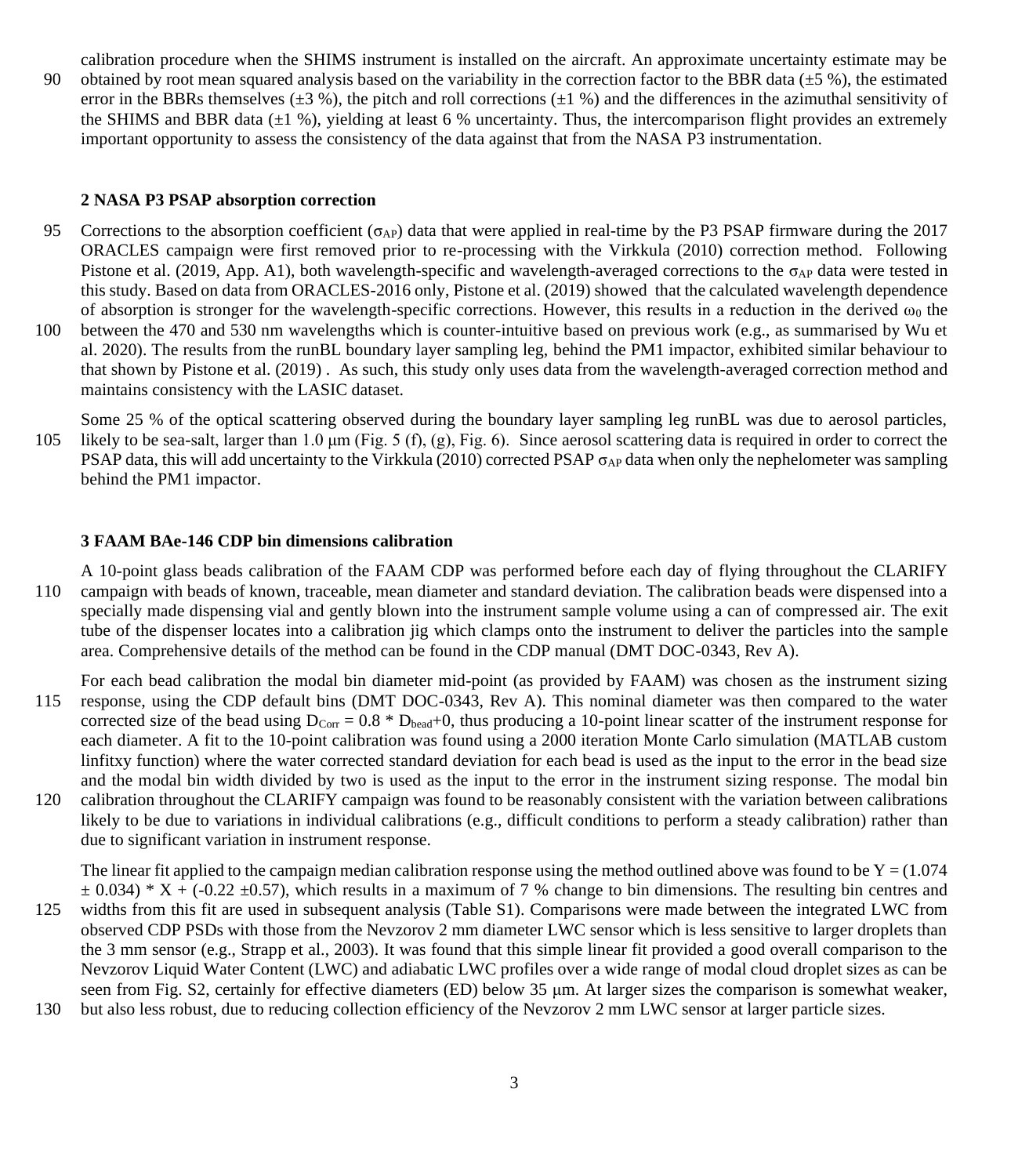calibration procedure when the SHIMS instrument is installed on the aircraft. An approximate uncertainty estimate may be obtained by root mean squared analysis based on the variability in the correction factor to the BBR data (±5 %), the estimated error in the BBRs themselves (±3 %), the pitch and roll corrections (±1 %) and the differences in the azimuthal sensitivity of the SHIMS and BBR data (±1 %), yielding at least 6 % uncertainty. Thus, the intercomparison flight provides an extremely important opportunity to assess the consistency of the data against that from the NASA P3 instrumentation.

## 2 NASA P3 PSAP absorption correction

Corrections to the absorption coefficient ($\sigma_{AP}$) data that were applied in real-time by the P3 PSAP firmware during the 2017 ORACLES campaign were first removed prior to re-processing with the Virkkula (2010) correction method. Following Pistone et al. (2019, App. A1), both wavelength-specific and wavelength-averaged corrections to the $\sigma_{AP}$ data were tested in this study. Based on data from ORACLES-2016 only, Pistone et al. (2019) showed that the calculated wavelength dependence of absorption is stronger for the wavelength-specific corrections. However, this results in a reduction in the derived $\omega_0$ the between the 470 and 530 nm wavelengths which is counter-intuitive based on previous work (e.g., as summarised by Wu et al. 2020). The results from the runBL boundary layer sampling leg, behind the PM1 impactor, exhibited similar behaviour to that shown by Pistone et al. (2019) . As such, this study only uses data from the wavelength-averaged correction method and maintains consistency with the LASIC dataset.

Some 25 % of the optical scattering observed during the boundary layer sampling leg runBL was due to aerosol particles, likely to be sea-salt, larger than 1.0 µm (Fig. 5 (f), (g), Fig. 6). Since aerosol scattering data is required in order to correct the PSAP data, this will add uncertainty to the Virkkula (2010) corrected PSAP $\sigma_{AP}$ data when only the nephelometer was sampling behind the PM1 impactor.

## 3 FAAM BAe-146 CDP bin dimensions calibration

A 10-point glass beads calibration of the FAAM CDP was performed before each day of flying throughout the CLARIFY campaign with beads of known, traceable, mean diameter and standard deviation. The calibration beads were dispensed into a specially made dispensing vial and gently blown into the instrument sample volume using a can of compressed air. The exit tube of the dispenser locates into a calibration jig which clamps onto the instrument to deliver the particles into the sample area. Comprehensive details of the method can be found in the CDP manual (DMT DOC-0343, Rev A).

For each bead calibration the modal bin diameter mid-point (as provided by FAAM) was chosen as the instrument sizing response, using the CDP default bins (DMT DOC-0343, Rev A). This nominal diameter was then compared to the water corrected size of the bead using $D_{Corr} = 0.8 * D_{bead}+0$, thus producing a 10-point linear scatter of the instrument response for each diameter. A fit to the 10-point calibration was found using a 2000 iteration Monte Carlo simulation (MATLAB custom linfitxy function) where the water corrected standard deviation for each bead is used as the input to the error in the bead size and the modal bin width divided by two is used as the input to the error in the instrument sizing response. The modal bin calibration throughout the CLARIFY campaign was found to be reasonably consistent with the variation between calibrations likely to be due to variations in individual calibrations (e.g., difficult conditions to perform a steady calibration) rather than due to significant variation in instrument response.

The linear fit applied to the campaign median calibration response using the method outlined above was found to be $Y = (1.074 \pm 0.034) * X + (-0.22 \pm 0.57)$, which results in a maximum of 7 % change to bin dimensions. The resulting bin centres and widths from this fit are used in subsequent analysis (Table S1). Comparisons were made between the integrated LWC from observed CDP PSDs with those from the Nevzorov 2 mm diameter LWC sensor which is less sensitive to larger droplets than the 3 mm sensor (e.g., Strapp et al., 2003). It was found that this simple linear fit provided a good overall comparison to the Nevzorov Liquid Water Content (LWC) and adiabatic LWC profiles over a wide range of modal cloud droplet sizes as can be seen from Fig. S2, certainly for effective diameters (ED) below 35 µm. At larger sizes the comparison is somewhat weaker, but also less robust, due to reducing collection efficiency of the Nevzorov 2 mm LWC sensor at larger particle sizes.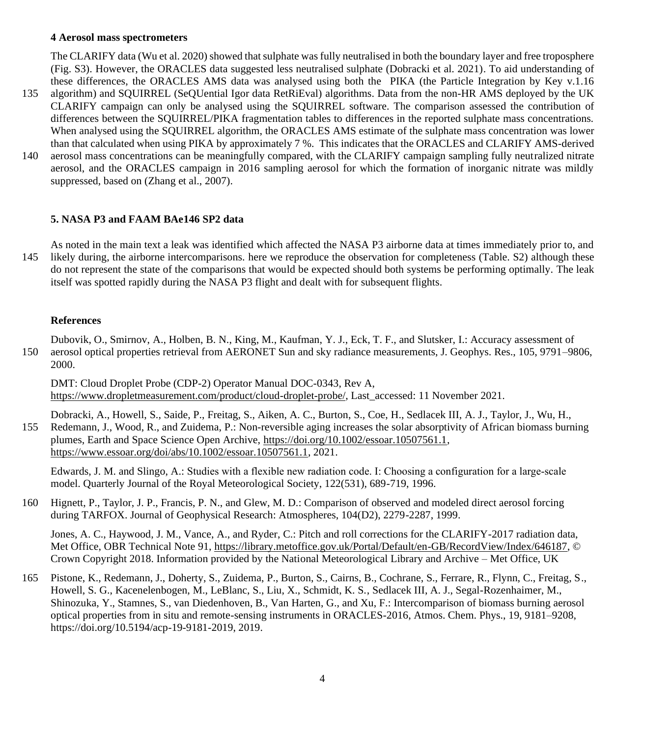### 4 Aerosol mass spectrometers

The CLARIFY data (Wu et al. 2020) showed that sulphate was fully neutralised in both the boundary layer and free troposphere (Fig. S3). However, the ORACLES data suggested less neutralised sulphate (Dobracki et al. 2021). To aid understanding of these differences, the ORACLES AMS data was analysed using both the PIKA (the Particle Integration by Key v.1.16 algorithm) and SQUIRREL (SeQUential Igor data RetRiEval) algorithms. Data from the non-HR AMS deployed by the UK CLARIFY campaign can only be analysed using the SQUIRREL software. The comparison assessed the contribution of differences between the SQUIRREL/PIKA fragmentation tables to differences in the reported sulphate mass concentrations. When analysed using the SQUIRREL algorithm, the ORACLES AMS estimate of the sulphate mass concentration was lower than that calculated when using PIKA by approximately 7 %. This indicates that the ORACLES and CLARIFY AMS-derived aerosol mass concentrations can be meaningfully compared, with the CLARIFY campaign sampling fully neutralized nitrate aerosol, and the ORACLES campaign in 2016 sampling aerosol for which the formation of inorganic nitrate was mildly suppressed, based on (Zhang et al., 2007).

### 5. NASA P3 and FAAM BAe146 SP2 data

As noted in the main text a leak was identified which affected the NASA P3 airborne data at times immediately prior to, and likely during, the airborne intercomparisons. here we reproduce the observation for completeness (Table. S2) although these do not represent the state of the comparisons that would be expected should both systems be performing optimally. The leak itself was spotted rapidly during the NASA P3 flight and dealt with for subsequent flights.

### References

Dubovik, O., Smirnov, A., Holben, B. N., King, M., Kaufman, Y. J., Eck, T. F., and Slutsker, I.: Accuracy assessment of aerosol optical properties retrieval from AERONET Sun and sky radiance measurements, J. Geophys. Res., 105, 9791–9806, 2000.

DMT: Cloud Droplet Probe (CDP-2) Operator Manual DOC-0343, Rev A, https://www.dropletmeasurement.com/product/cloud-droplet-probe/, Last_accessed: 11 November 2021.

Dobracki, A., Howell, S., Saide, P., Freitag, S., Aiken, A. C., Burton, S., Coe, H., Sedlacek III, A. J., Taylor, J., Wu, H., Redemann, J., Wood, R., and Zuidema, P.: Non-reversible aging increases the solar absorptivity of African biomass burning plumes, Earth and Space Science Open Archive, https://doi.org/10.1002/essoar.10507561.1, https://www.essoar.org/doi/abs/10.1002/essoar.10507561.1, 2021.

Edwards, J. M. and Slingo, A.: Studies with a flexible new radiation code. I: Choosing a configuration for a large-scale model. Quarterly Journal of the Royal Meteorological Society, 122(531), 689-719, 1996.

Hignett, P., Taylor, J. P., Francis, P. N., and Glew, M. D.: Comparison of observed and modeled direct aerosol forcing during TARFOX. Journal of Geophysical Research: Atmospheres, 104(D2), 2279-2287, 1999.

Jones, A. C., Haywood, J. M., Vance, A., and Ryder, C.: Pitch and roll corrections for the CLARIFY-2017 radiation data, Met Office, OBR Technical Note 91, https://library.metoffice.gov.uk/Portal/Default/en-GB/RecordView/Index/646187, © Crown Copyright 2018. Information provided by the National Meteorological Library and Archive – Met Office, UK

Pistone, K., Redemann, J., Doherty, S., Zuidema, P., Burton, S., Cairns, B., Cochrane, S., Ferrare, R., Flynn, C., Freitag, S., Howell, S. G., Kacenelenbogen, M., LeBlanc, S., Liu, X., Schmidt, K. S., Sedlacek III, A. J., Segal-Rozenhaimer, M., Shinozuka, Y., Stamnes, S., van Diedenhoven, B., Van Harten, G., and Xu, F.: Intercomparison of biomass burning aerosol optical properties from in situ and remote-sensing instruments in ORACLES-2016, Atmos. Chem. Phys., 19, 9181–9208, https://doi.org/10.5194/acp-19-9181-2019, 2019.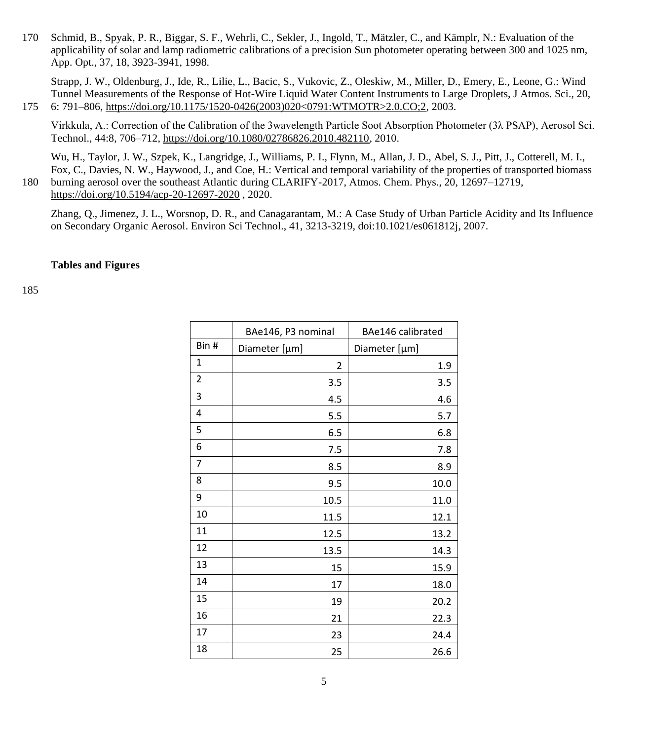Schmid, B., Spyak, P. R., Biggar, S. F., Wehrli, C., Sekler, J., Ingold, T., Mätzler, C., and Kämplr, N.: Evaluation of the applicability of solar and lamp radiometric calibrations of a precision Sun photometer operating between 300 and 1025 nm, App. Opt., 37, 18, 3923-3941, 1998.

Strapp, J. W., Oldenburg, J., Ide, R., Lilie, L., Bacic, S., Vukovic, Z., Oleskiw, M., Miller, D., Emery, E., Leone, G.: Wind Tunnel Measurements of the Response of Hot-Wire Liquid Water Content Instruments to Large Droplets, J Atmos. Sci., 20, 6: 791–806, https://doi.org/10.1175/1520-0426(2003)020<0791:WTMOTR>2.0.CO;2, 2003.

Virkkula, A.: Correction of the Calibration of the 3wavelength Particle Soot Absorption Photometer (3λ PSAP), Aerosol Sci. Technol., 44:8, 706–712, https://doi.org/10.1080/02786826.2010.482110, 2010.

Wu, H., Taylor, J. W., Szpek, K., Langridge, J., Williams, P. I., Flynn, M., Allan, J. D., Abel, S. J., Pitt, J., Cotterell, M. I., Fox, C., Davies, N. W., Haywood, J., and Coe, H.: Vertical and temporal variability of the properties of transported biomass burning aerosol over the southeast Atlantic during CLARIFY-2017, Atmos. Chem. Phys., 20, 12697–12719, https://doi.org/10.5194/acp-20-12697-2020 , 2020.

Zhang, Q., Jimenez, J. L., Worsnop, D. R., and Canagarantam, M.: A Case Study of Urban Particle Acidity and Its Influence on Secondary Organic Aerosol. Environ Sci Technol., 41, 3213-3219, doi:10.1021/es061812j, 2007.

**Tables and Figures**

| | BAe146, P3 nominal | BAe146 calibrated |
|---|---|---|
| Bin # | Diameter [µm] | Diameter [µm] |
| 1 | 2 | 1.9 |
| 2 | 3.5 | 3.5 |
| 3 | 4.5 | 4.6 |
| 4 | 5.5 | 5.7 |
| 5 | 6.5 | 6.8 |
| 6 | 7.5 | 7.8 |
| 7 | 8.5 | 8.9 |
| 8 | 9.5 | 10.0 |
| 9 | 10.5 | 11.0 |
| 10 | 11.5 | 12.1 |
| 11 | 12.5 | 13.2 |
| 12 | 13.5 | 14.3 |
| 13 | 15 | 15.9 |
| 14 | 17 | 18.0 |
| 15 | 19 | 20.2 |
| 16 | 21 | 22.3 |
| 17 | 23 | 24.4 |
| 18 | 25 | 26.6 |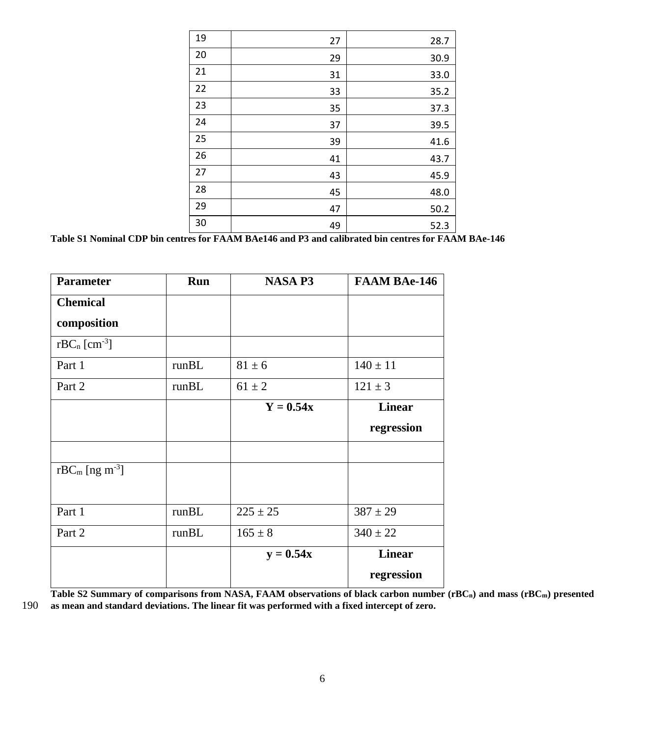| | | |
|---|---|---|
| 19 | 27 | 28.7 |
| 20 | 29 | 30.9 |
| 21 | 31 | 33.0 |
| 22 | 33 | 35.2 |
| 23 | 35 | 37.3 |
| 24 | 37 | 39.5 |
| 25 | 39 | 41.6 |
| 26 | 41 | 43.7 |
| 27 | 43 | 45.9 |
| 28 | 45 | 48.0 |
| 29 | 47 | 50.2 |
| 30 | 49 | 52.3 |

**Table S1 Nominal CDP bin centres for FAAM BAe146 and P3 and calibrated bin centres for FAAM BAe-146**

| **Parameter** | **Run** | **NASA P3** | **FAAM BAe-146** |
|---|---|---|---|
| **Chemical composition** | | | |
| $rBC_n$ [$cm^{-3}$] | | | |
| Part 1 | runBL | 81 ± 6 | 140 ± 11 |
| Part 2 | runBL | 61 ± 2 | 121 ± 3 |
| | | **Y = 0.54x** | **Linear regression** |
| | | | |
| $rBC_m$ [ng $m^{-3}$] | | | |
| Part 1 | runBL | 225 ± 25 | 387 ± 29 |
| Part 2 | runBL | 165 ± 8 | 340 ± 22 |
| | | **y = 0.54x** | **Linear regression** |

**Table S2 Summary of comparisons from NASA, FAAM observations of black carbon number ($rBC_n$) and mass ($rBC_m$) presented as mean and standard deviations. The linear fit was performed with a fixed intercept of zero.**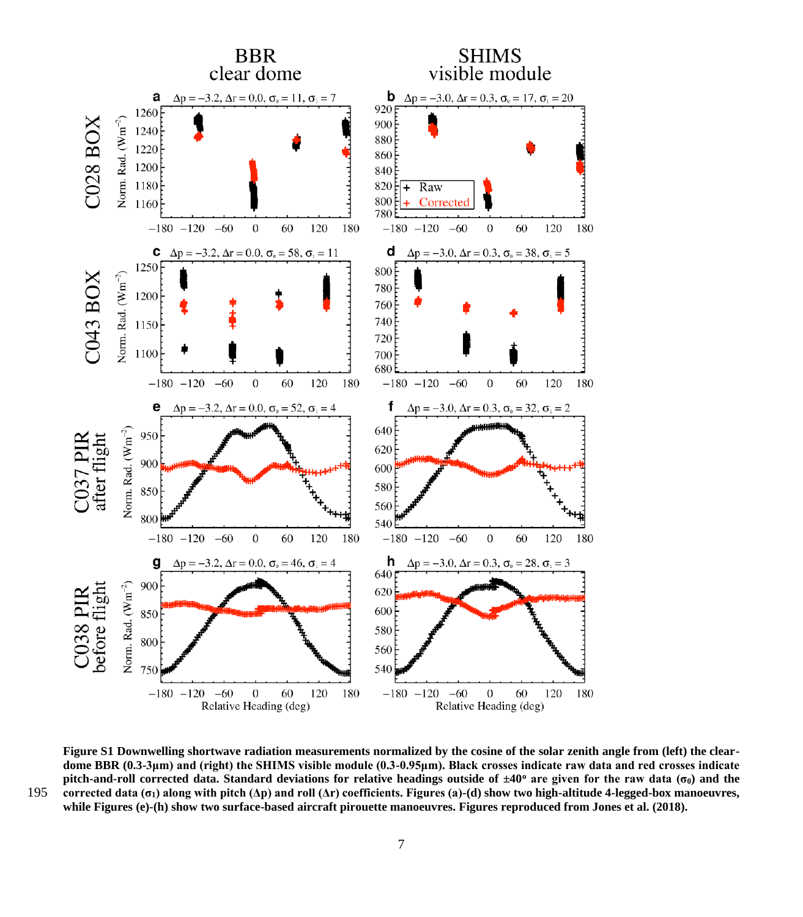**Figure S1 Downwelling shortwave radiation measurements normalized by the cosine of the solar zenith angle from (left) the clear-dome BBR (0.3-3µm) and (right) the SHIMS visible module (0.3-0.95µm). Black crosses indicate raw data and red crosses indicate pitch-and-roll corrected data. Standard deviations for relative headings outside of ±40º are given for the raw data ($\sigma_0$) and the corrected data ($\sigma_1$) along with pitch ($\Delta p$) and roll ($\Delta r$) coefficients. Figures (a)-(d) show two high-altitude 4-legged-box manoeuvres, while Figures (e)-(h) show two surface-based aircraft pirouette manoeuvres. Figures reproduced from Jones et al. (2018).**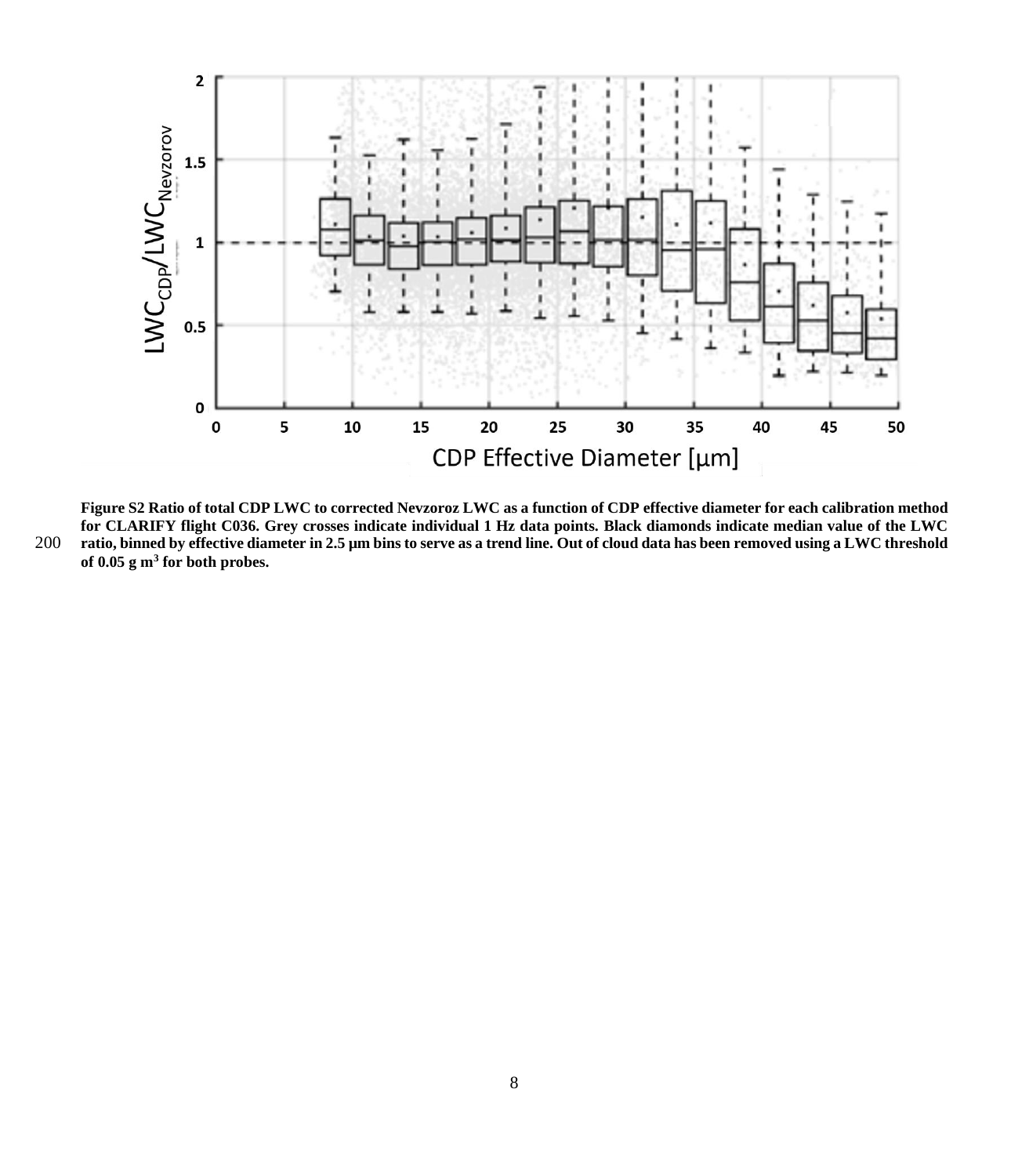**Figure S2 Ratio of total CDP LWC to corrected Nevzoroz LWC as a function of CDP effective diameter for each calibration method for CLARIFY flight C036. Grey crosses indicate individual 1 Hz data points. Black diamonds indicate median value of the LWC ratio, binned by effective diameter in 2.5 µm bins to serve as a trend line. Out of cloud data has been removed using a LWC threshold of 0.05 g m$^3$ for both probes.**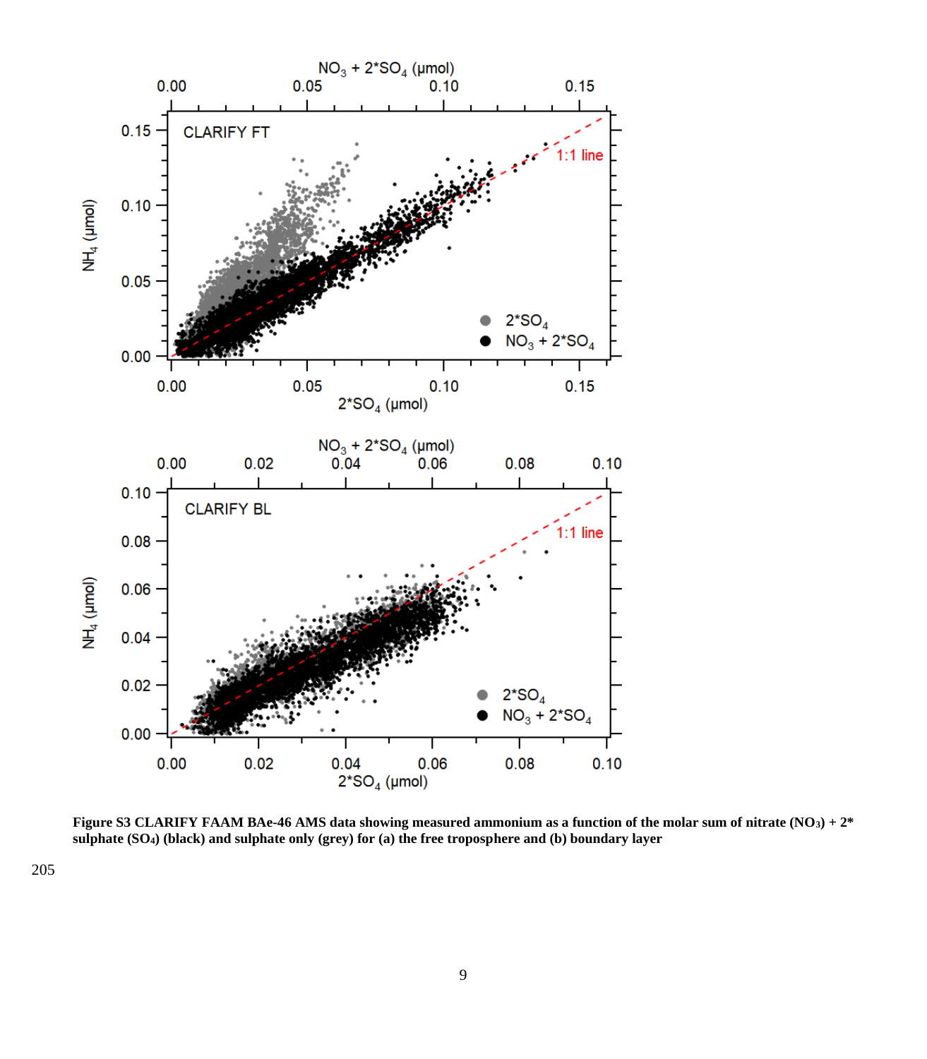CLARIFY FT

$NO_3 + 2*SO_4$ (µmol)

0.00 0.05 0.10 0.15

$NH_4$ (µmol)

0.00 0.05 0.10 0.15

1:1 line

$2*SO_4$

$NO_3 + 2*SO_4$

$2*SO_4$ (µmol)

0.00 0.05 0.10 0.15

CLARIFY BL

$NO_3 + 2*SO_4$ (µmol)

0.00 0.02 0.04 0.06 0.08 0.10

$NH_4$ (µmol)

0.00 0.02 0.04 0.06 0.08 0.10

1:1 line

$2*SO_4$

$NO_3 + 2*SO_4$

$2*SO_4$ (µmol)

0.00 0.02 0.04 0.06 0.08 0.10

**Figure S3 CLARIFY FAAM BAe-46 AMS data showing measured ammonium as a function of the molar sum of nitrate ($NO_3$) + 2* sulphate ($SO_4$) (black) and sulphate only (grey) for (a) the free troposphere and (b) boundary layer**